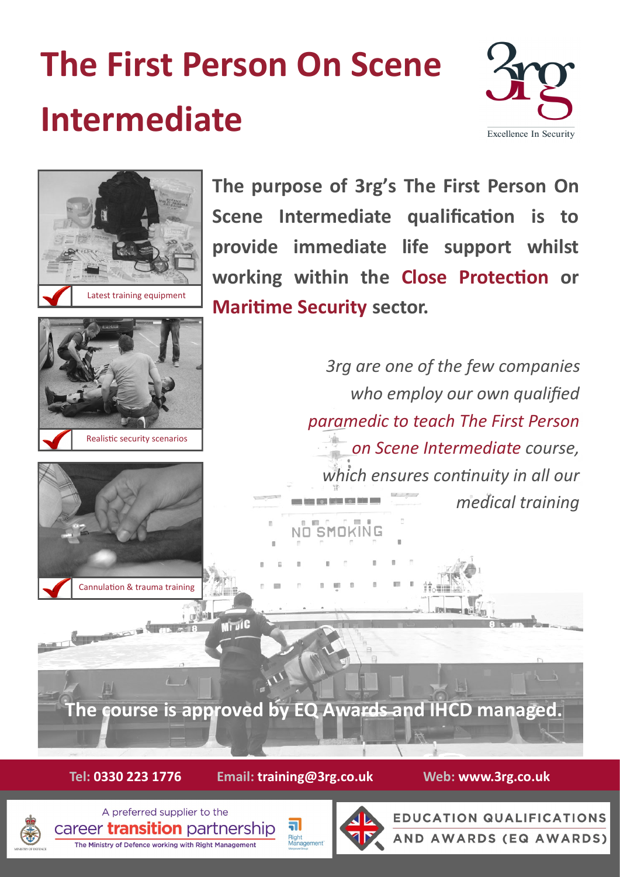# The First Person On Scene Intermediate

3rg Excellence In Security

Latest training equipment

Realistic security scenarios

Cannulation & trauma training

**The purpose of 3rg's The First Person On Scene Intermediate qualification is to provide immediate life support whilst working within the Close Protection or Maritime Security sector.**

*3rg are one of the few companies who employ our own qualified paramedic to teach The First Person on Scene Intermediate course, which ensures continuity in all our medical training*

**The course is approved by EQ Awards and IHCD managed.**

**Tel: 0330 223 1776** **Email: training@3rg.co.uk** **Web: www.3rg.co.uk**

A preferred supplier to the career transition partnership
The Ministry of Defence working with Right Management

EDUCATION QUALIFICATIONS AND AWARDS (EQ AWARDS)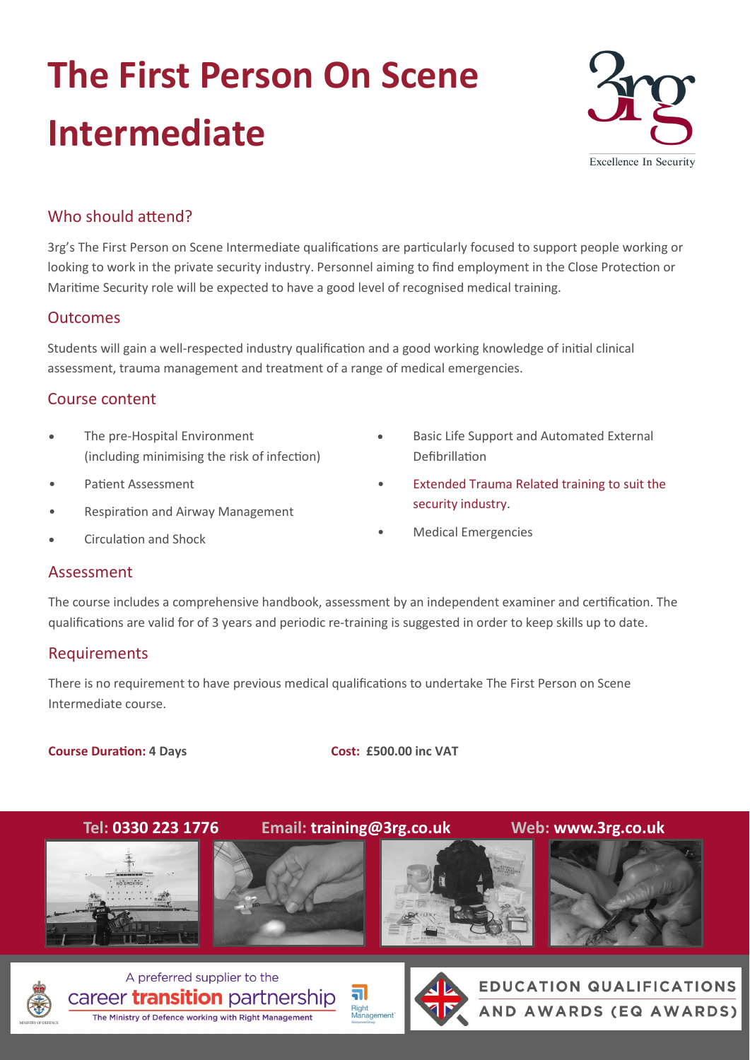# The First Person On Scene Intermediate

Excellence In Security

## Who should attend?

3rg's The First Person on Scene Intermediate qualifications are particularly focused to support people working or looking to work in the private security industry. Personnel aiming to find employment in the Close Protection or Maritime Security role will be expected to have a good level of recognised medical training.

## Outcomes

Students will gain a well-respected industry qualification and a good working knowledge of initial clinical assessment, trauma management and treatment of a range of medical emergencies.

## Course content

- The pre-Hospital Environment (including minimising the risk of infection)
- Patient Assessment
- Respiration and Airway Management
- Circulation and Shock
- Basic Life Support and Automated External Defibrillation
- Extended Trauma Related training to suit the security industry.
- Medical Emergencies

## Assessment

The course includes a comprehensive handbook, assessment by an independent examiner and certification. The qualifications are valid for of 3 years and periodic re-training is suggested in order to keep skills up to date.

## Requirements

There is no requirement to have previous medical qualifications to undertake The First Person on Scene Intermediate course.

**Course Duration:** **4 Days**

**Cost:** **£500.00 inc VAT**

**Tel: 0330 223 1776** **Email: training@3rg.co.uk** **Web: www.3rg.co.uk**

A preferred supplier to the career transition partnership

The Ministry of Defence working with Right Management

EDUCATION QUALIFICATIONS AND AWARDS (EQ AWARDS)